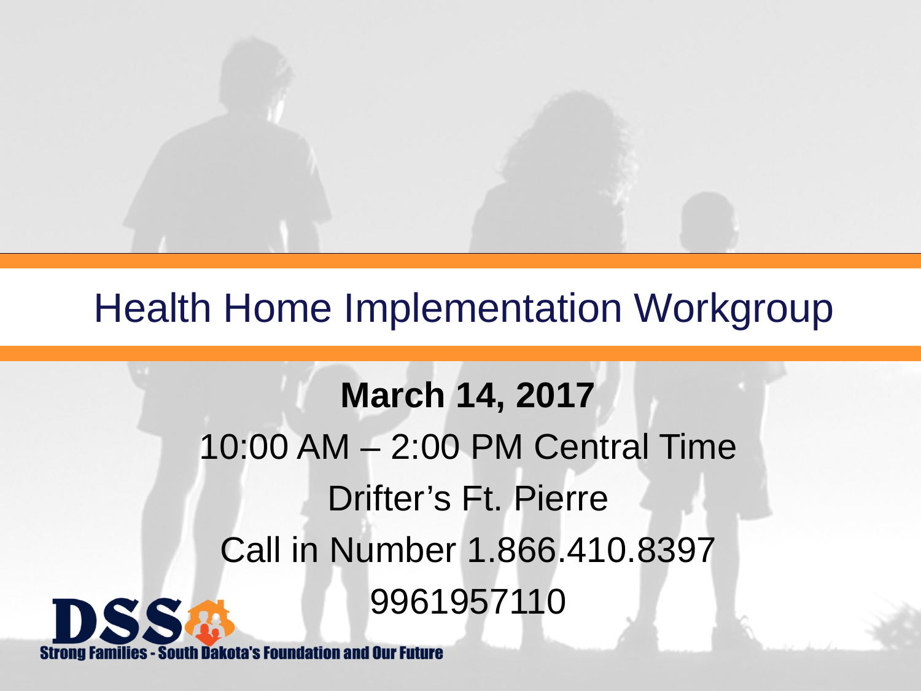# Health Home Implementation Workgroup

**March 14, 2017**

10:00 AM – 2:00 PM Central Time

Drifter's Ft. Pierre

Call in Number 1.866.410.8397

9961957110

DSS

Strong Families - South Dakota's Foundation and Our Future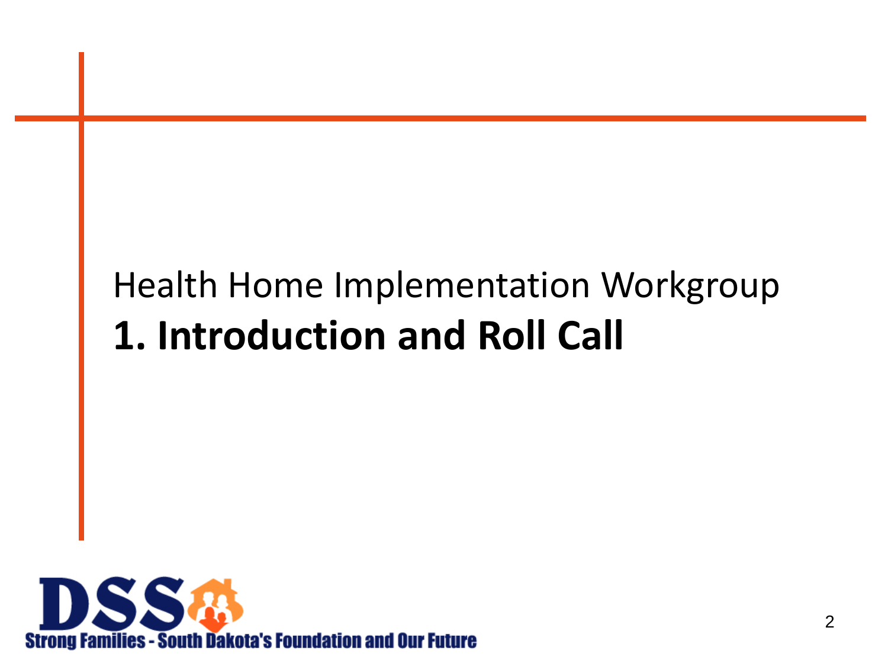Health Home Implementation Workgroup

# 1. Introduction and Roll Call

Strong Families - South Dakota's Foundation and Our Future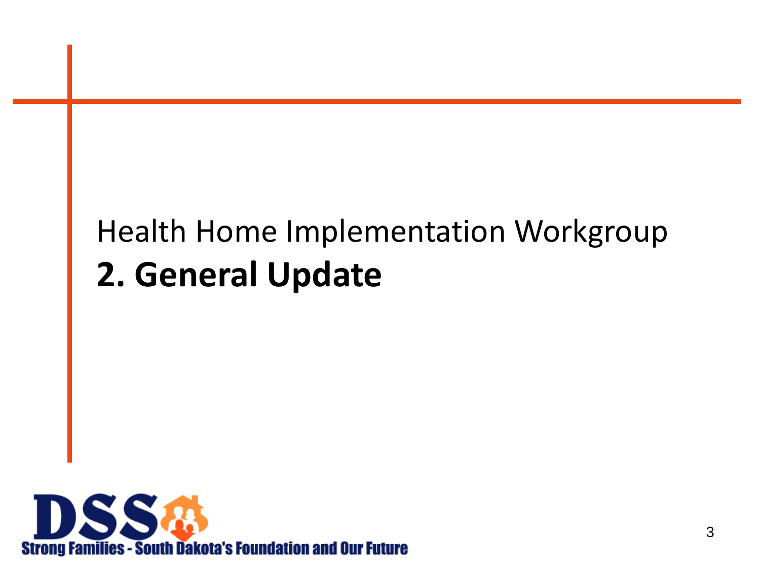Health Home Implementation Workgroup

# 2. General Update

Strong Families - South Dakota's Foundation and Our Future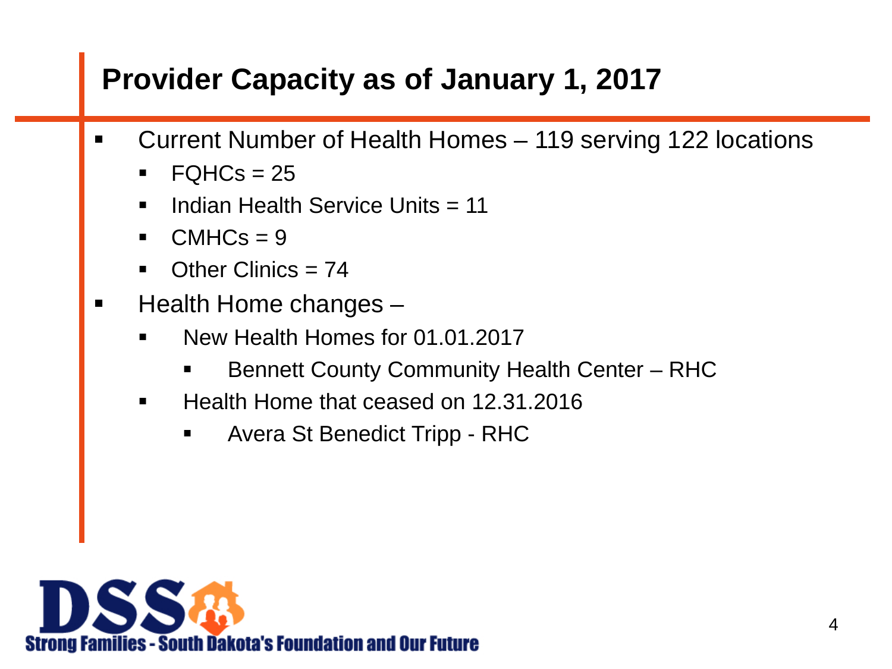## Provider Capacity as of January 1, 2017

- Current Number of Health Homes – 119 serving 122 locations
  - FQHCs = 25
  - Indian Health Service Units = 11
  - CMHCs = 9
  - Other Clinics = 74
- Health Home changes –
  - New Health Homes for 01.01.2017
    - Bennett County Community Health Center – RHC
  - Health Home that ceased on 12.31.2016
    - Avera St Benedict Tripp - RHC

DSS Strong Families - South Dakota's Foundation and Our Future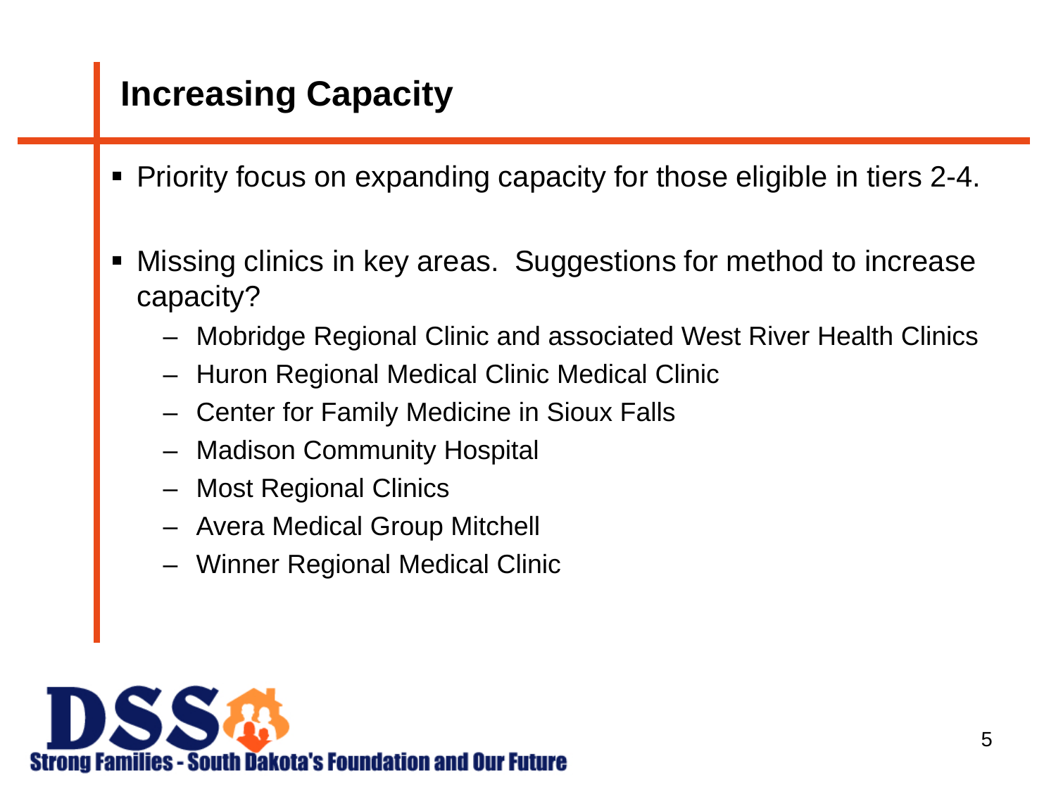## Increasing Capacity

- Priority focus on expanding capacity for those eligible in tiers 2-4.
- Missing clinics in key areas. Suggestions for method to increase capacity?
  - Mobridge Regional Clinic and associated West River Health Clinics
  - Huron Regional Medical Clinic Medical Clinic
  - Center for Family Medicine in Sioux Falls
  - Madison Community Hospital
  - Most Regional Clinics
  - Avera Medical Group Mitchell
  - Winner Regional Medical Clinic

DSS Strong Families - South Dakota's Foundation and Our Future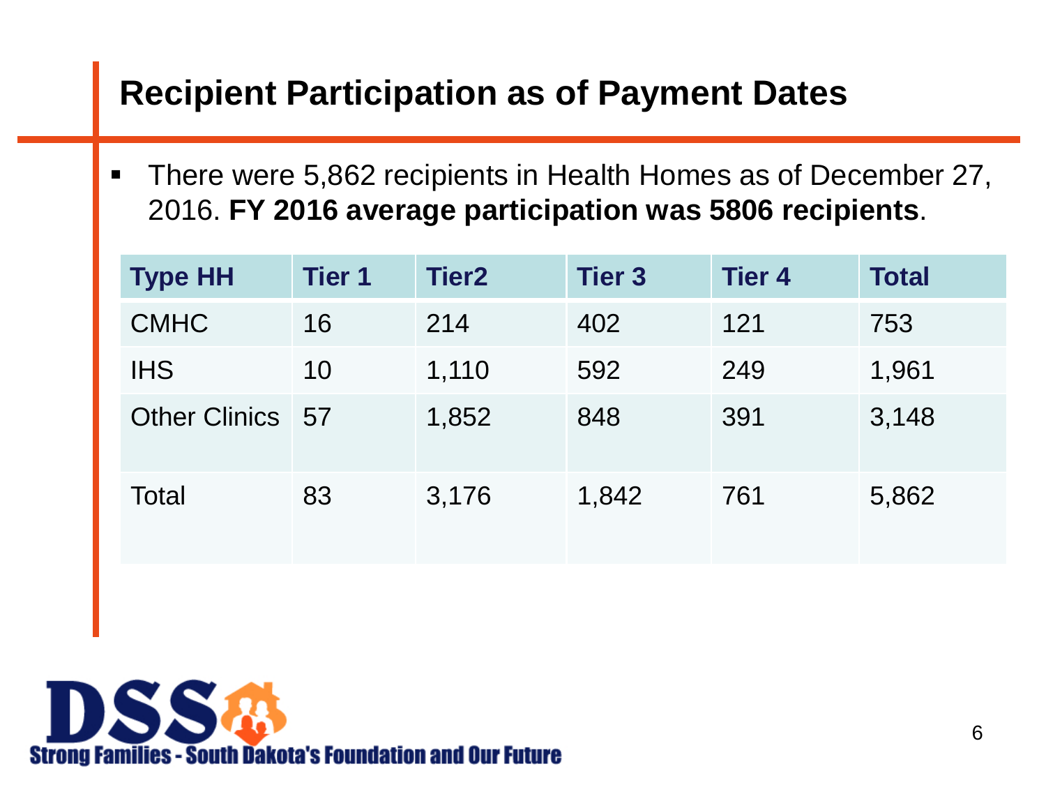## Recipient Participation as of Payment Dates

- There were 5,862 recipients in Health Homes as of December 27, 2016. **FY 2016 average participation was 5806 recipients**.

| Type HH | Tier 1 | Tier2 | Tier 3 | Tier 4 | Total |
|---|---|---|---|---|---|
| CMHC | 16 | 214 | 402 | 121 | 753 |
| IHS | 10 | 1,110 | 592 | 249 | 1,961 |
| Other Clinics | 57 | 1,852 | 848 | 391 | 3,148 |
| Total | 83 | 3,176 | 1,842 | 761 | 5,862 |

DSS Strong Families - South Dakota's Foundation and Our Future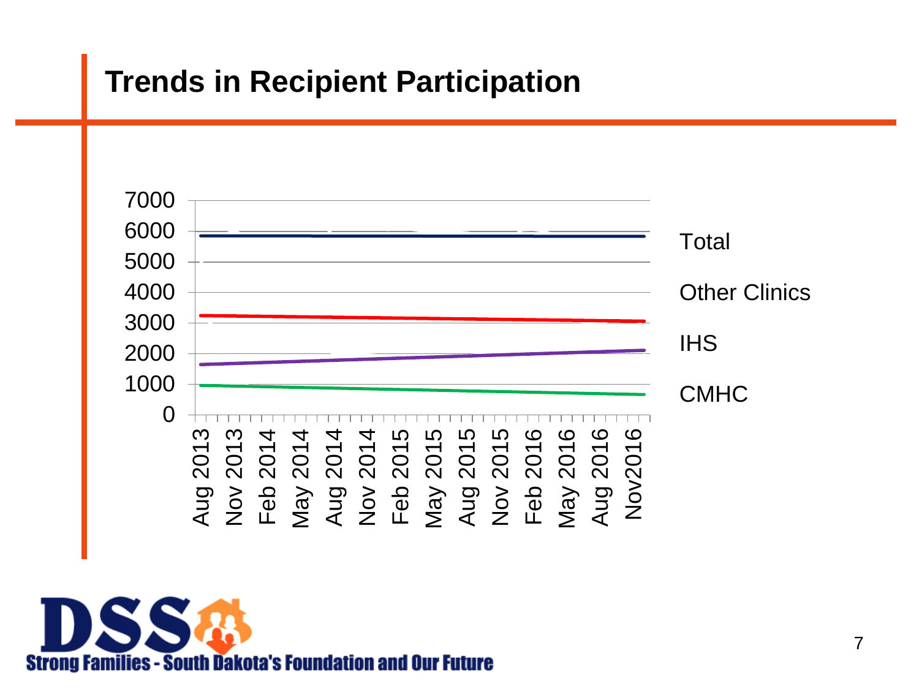## Trends in Recipient Participation

7000
6000
5000
4000
3000
2000
1000
0

Aug 2013 Nov 2013 Feb 2014 May 2014 Aug 2014 Nov 2014 Feb 2015 May 2015 Aug 2015 Nov 2015 Feb 2016 May 2016 Aug 2016 Nov2016

Total

Other Clinics

IHS

CMHC

DSS Strong Families - South Dakota's Foundation and Our Future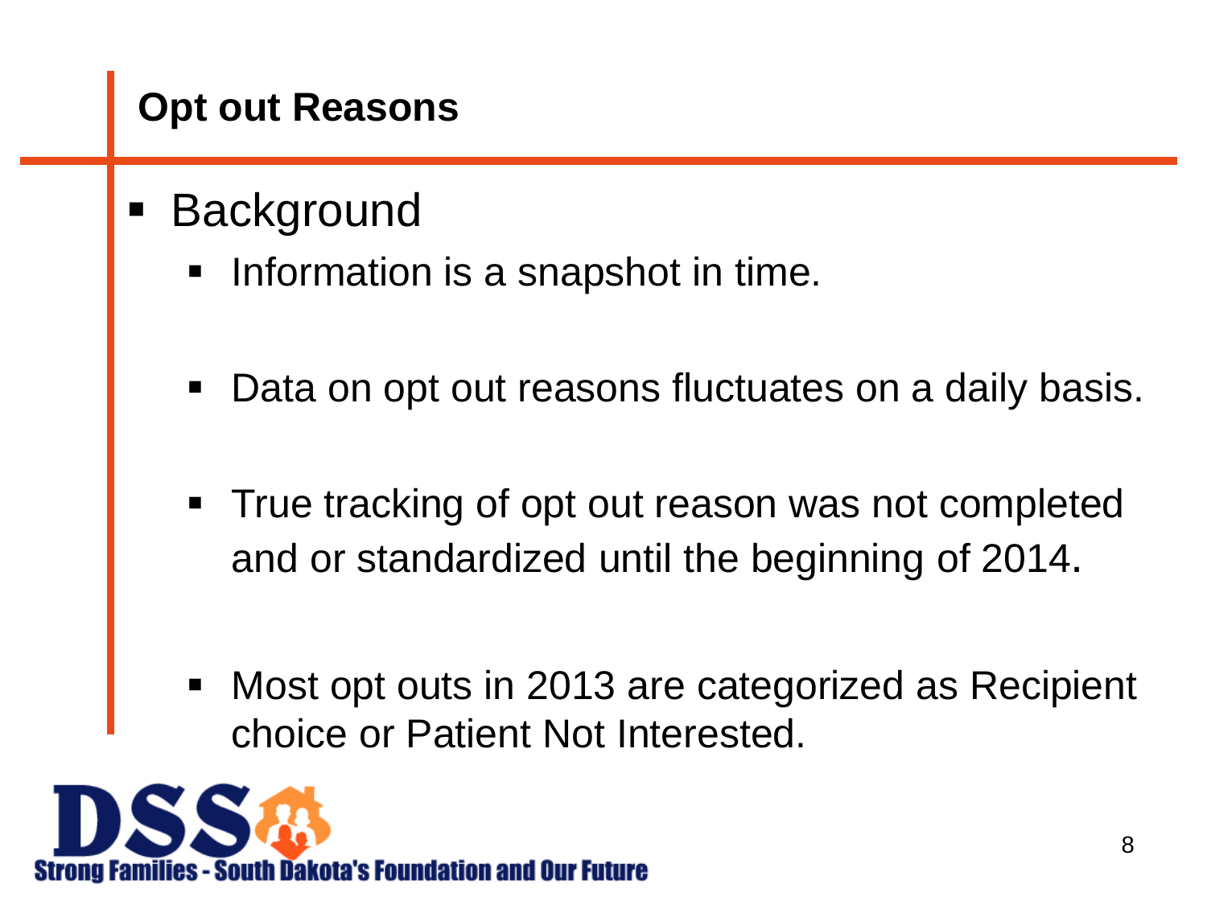## Opt out Reasons

- Background
  - Information is a snapshot in time.
  - Data on opt out reasons fluctuates on a daily basis.
  - True tracking of opt out reason was not completed and or standardized until the beginning of 2014.
  - Most opt outs in 2013 are categorized as Recipient choice or Patient Not Interested.

DSS Strong Families - South Dakota's Foundation and Our Future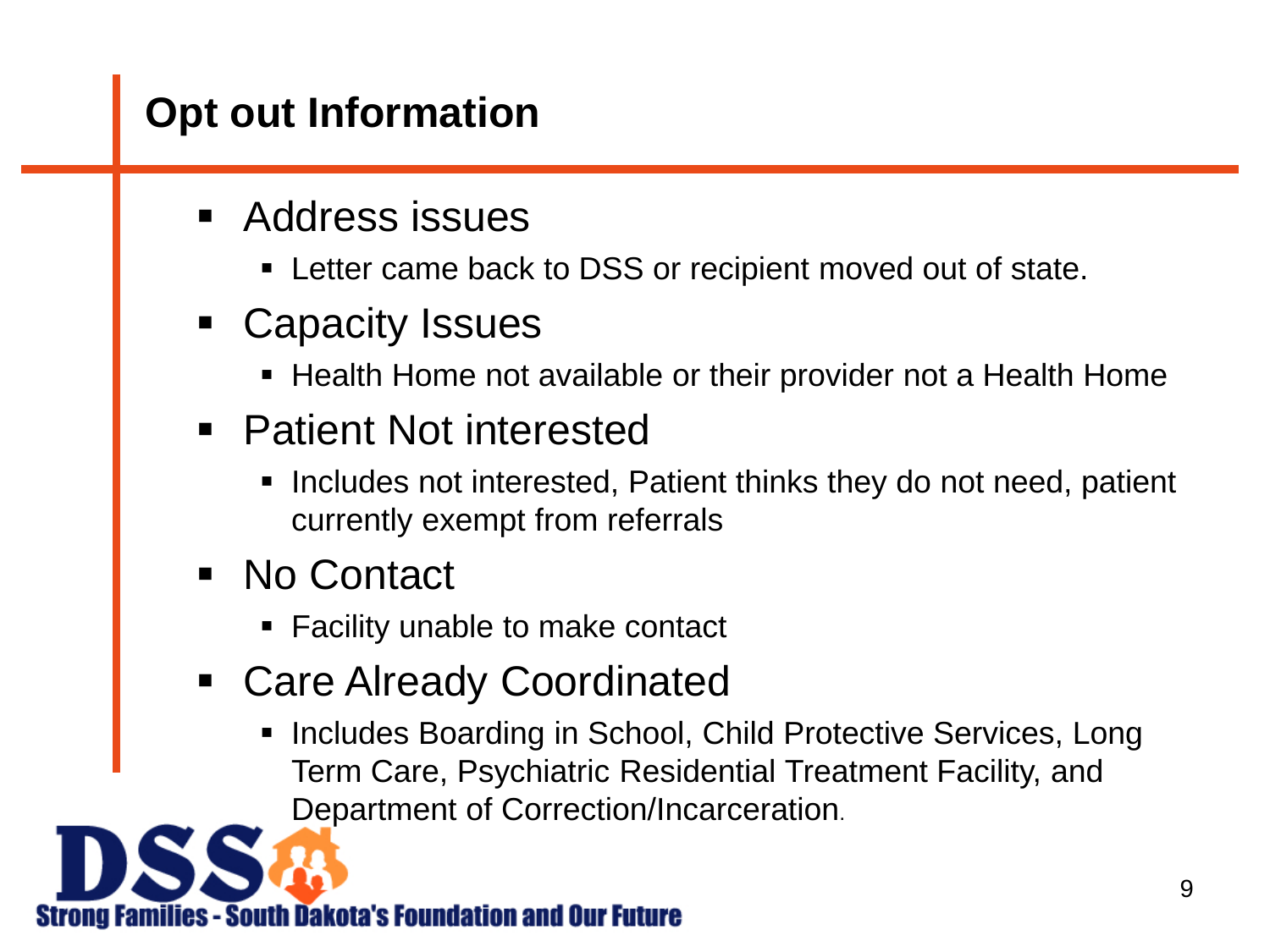## Opt out Information

- Address issues
  - Letter came back to DSS or recipient moved out of state.
- Capacity Issues
  - Health Home not available or their provider not a Health Home
- Patient Not interested
  - Includes not interested, Patient thinks they do not need, patient currently exempt from referrals
- No Contact
  - Facility unable to make contact
- Care Already Coordinated
  - Includes Boarding in School, Child Protective Services, Long Term Care, Psychiatric Residential Treatment Facility, and Department of Correction/Incarceration.

DSS
Strong Families - South Dakota's Foundation and Our Future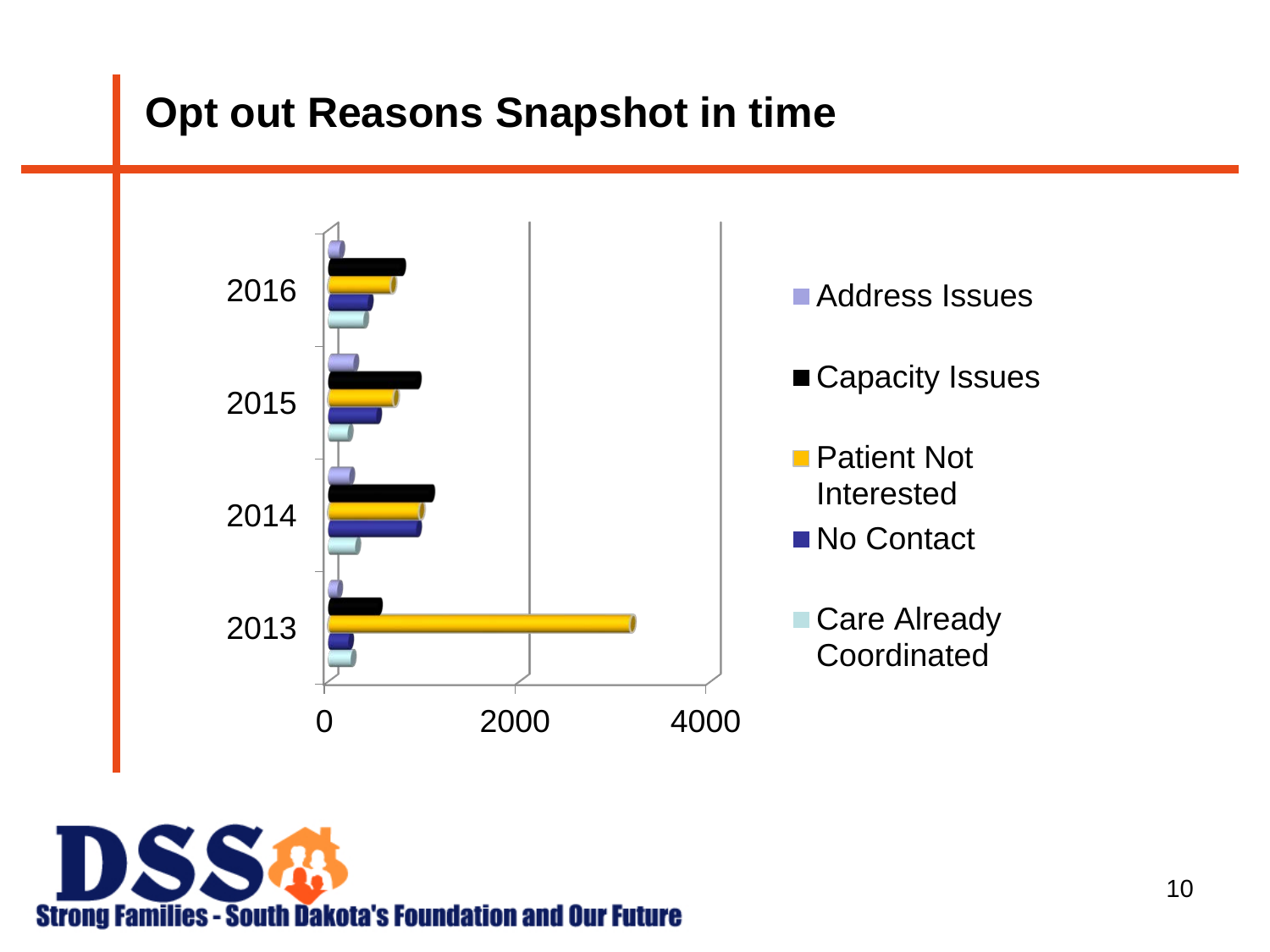# Opt out Reasons Snapshot in time

2016
2015
2014
2013

0 2000 4000

- Address Issues
- Capacity Issues
- Patient Not Interested
- No Contact
- Care Already Coordinated

DSS
Strong Families - South Dakota's Foundation and Our Future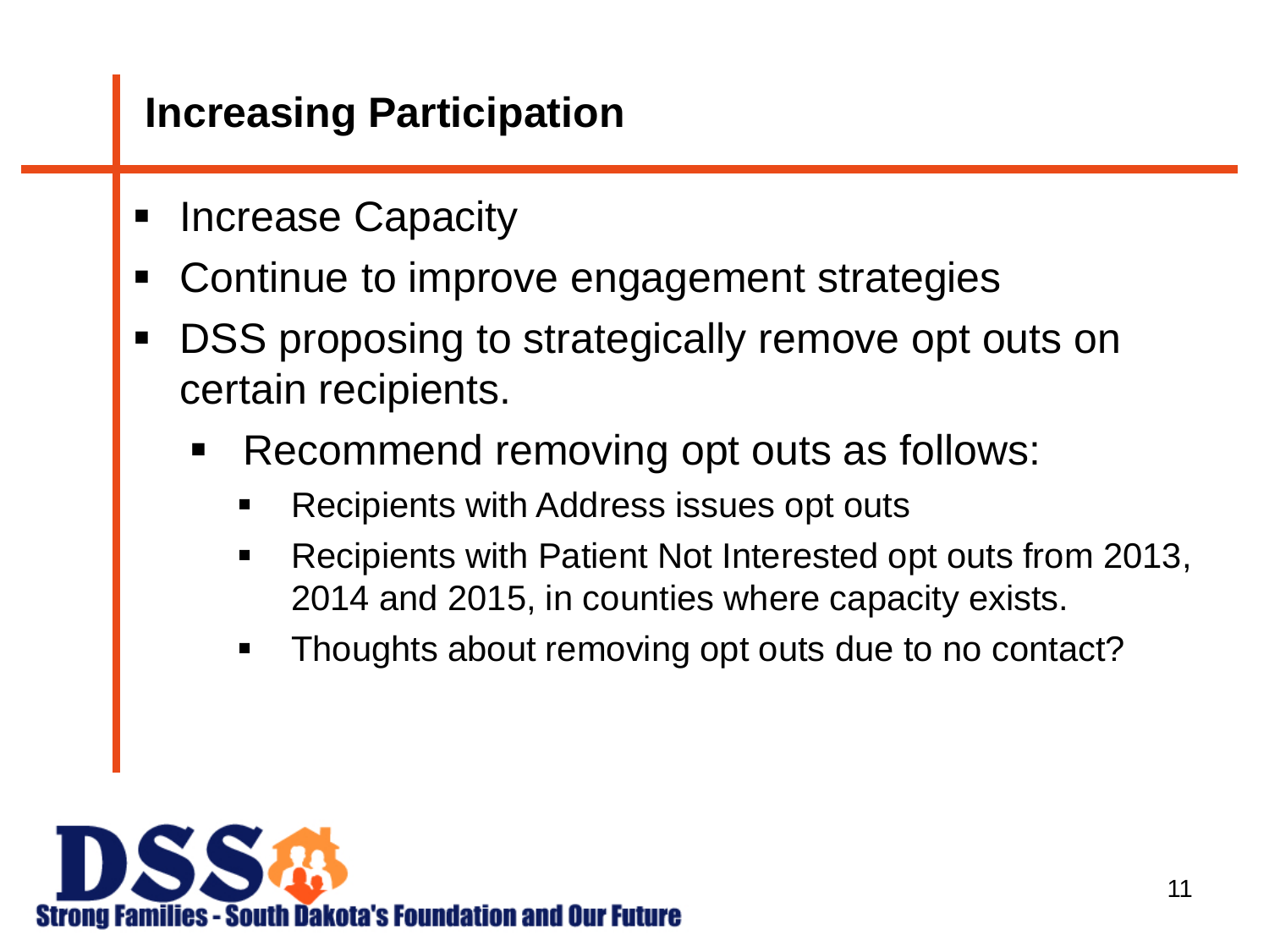## Increasing Participation

- Increase Capacity
- Continue to improve engagement strategies
- DSS proposing to strategically remove opt outs on certain recipients.
  - Recommend removing opt outs as follows:
    - Recipients with Address issues opt outs
    - Recipients with Patient Not Interested opt outs from 2013, 2014 and 2015, in counties where capacity exists.
    - Thoughts about removing opt outs due to no contact?

DSS Strong Families - South Dakota's Foundation and Our Future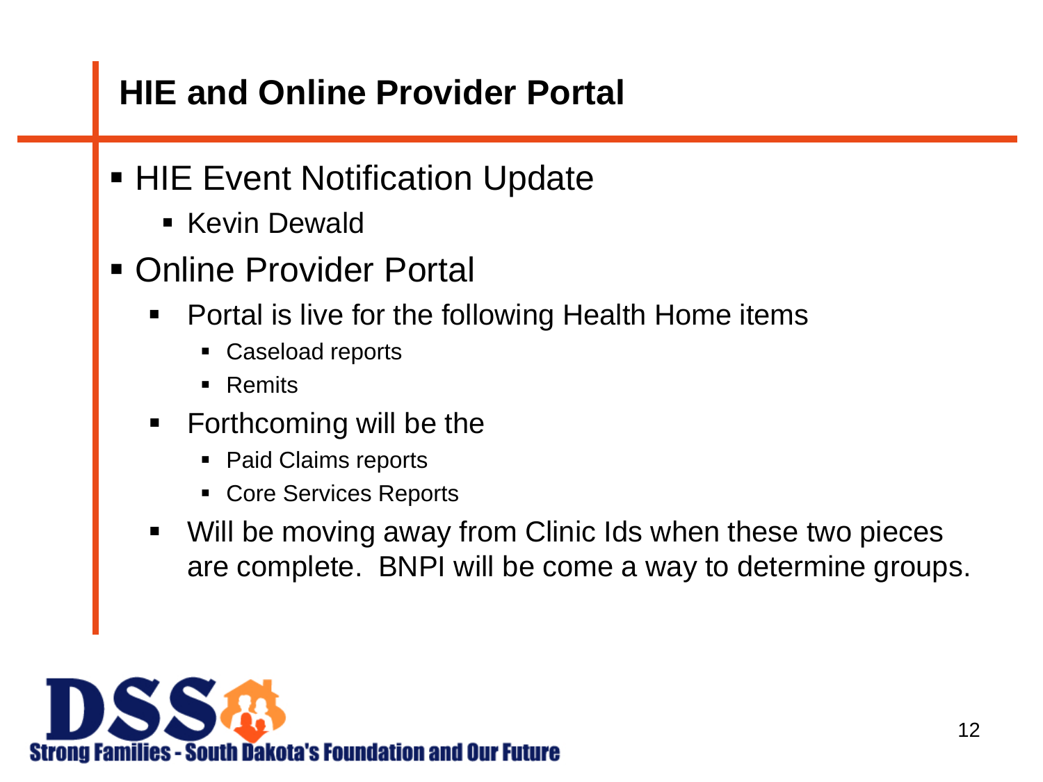## HIE and Online Provider Portal

- HIE Event Notification Update
  - Kevin Dewald
- Online Provider Portal
  - Portal is live for the following Health Home items
    - Caseload reports
    - Remits
  - Forthcoming will be the
    - Paid Claims reports
    - Core Services Reports
  - Will be moving away from Clinic Ids when these two pieces are complete.  BNPI will be come a way to determine groups.

Strong Families - South Dakota's Foundation and Our Future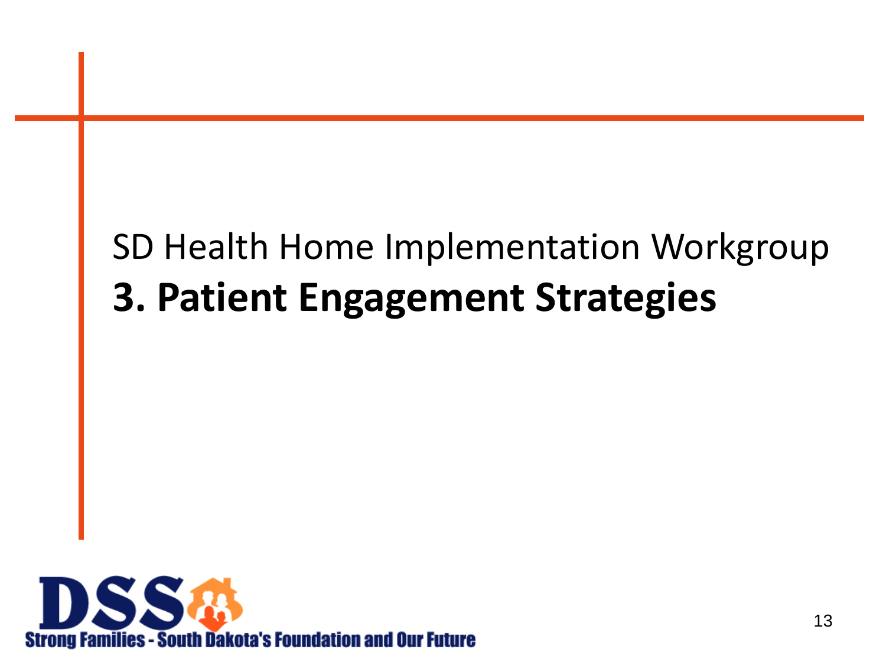SD Health Home Implementation Workgroup

# 3. Patient Engagement Strategies

DSS

Strong Families - South Dakota's Foundation and Our Future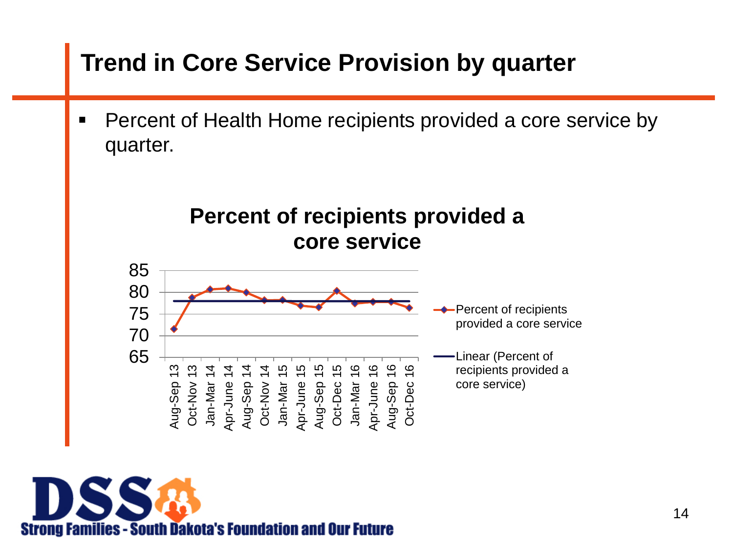# Trend in Core Service Provision by quarter

- Percent of Health Home recipients provided a core service by quarter.

**Percent of recipients provided a core service**

| Quarter | Percent of recipients provided a core service |
|---|---|
| Aug-Sep 13 | 71.6 |
| Oct-Nov 13 | 78.8 |
| Jan-Mar 14 | 80.6 |
| Apr-June 14 | 80.9 |
| Aug-Sep 14 | 80.0 |
| Oct-Nov 14 | 78.2 |
| Jan-Mar 15 | 78.3 |
| Apr-June 15 | 77.0 |
| Aug-Sep 15 | 76.6 |
| Oct-Dec 15 | 80.3 |
| Jan-Mar 16 | 77.5 |
| Apr-June 16 | 77.8 |
| Aug-Sep 16 | 77.8 |
| Oct-Dec 16 | 76.5 |

Legend: Percent of recipients provided a core service; Linear (Percent of recipients provided a core service)

Strong Families - South Dakota's Foundation and Our Future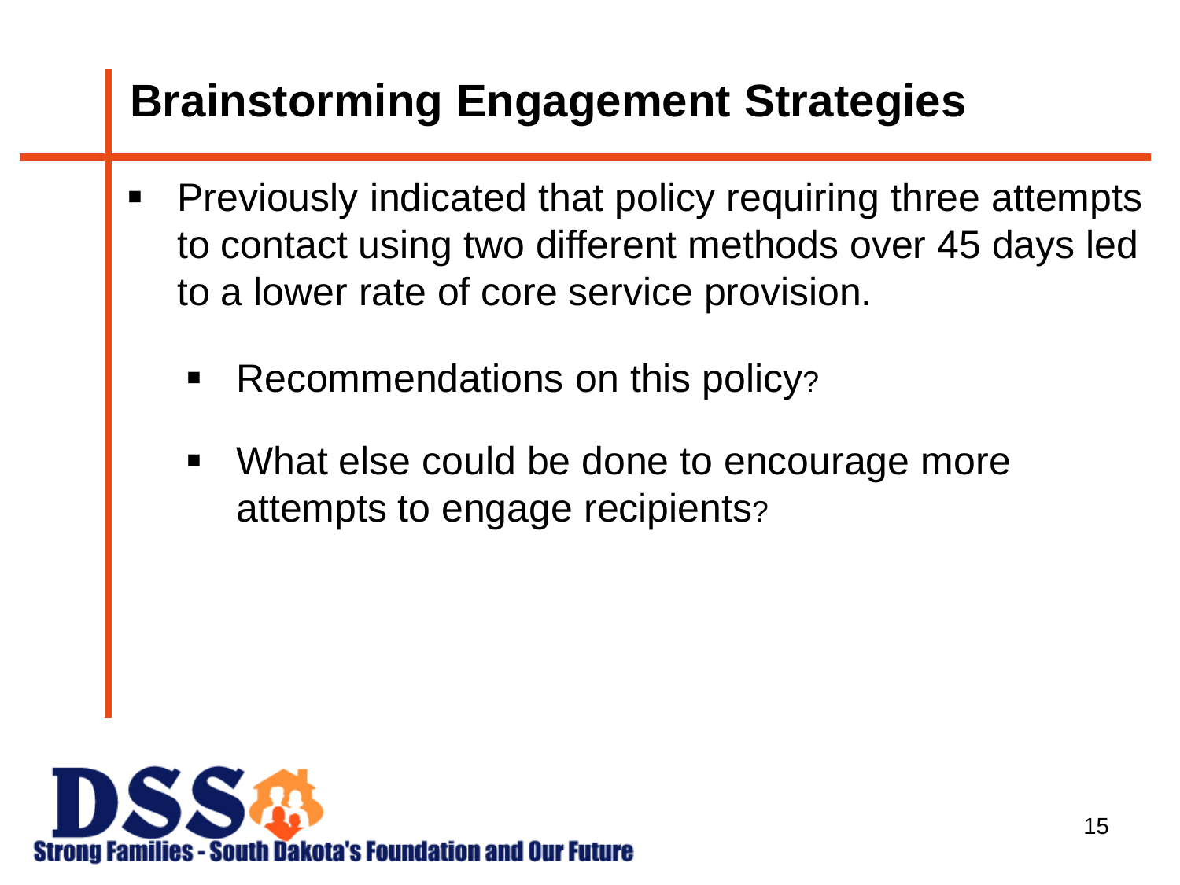# Brainstorming Engagement Strategies

- Previously indicated that policy requiring three attempts to contact using two different methods over 45 days led to a lower rate of core service provision.
  - Recommendations on this policy?
  - What else could be done to encourage more attempts to engage recipients?

Strong Families - South Dakota's Foundation and Our Future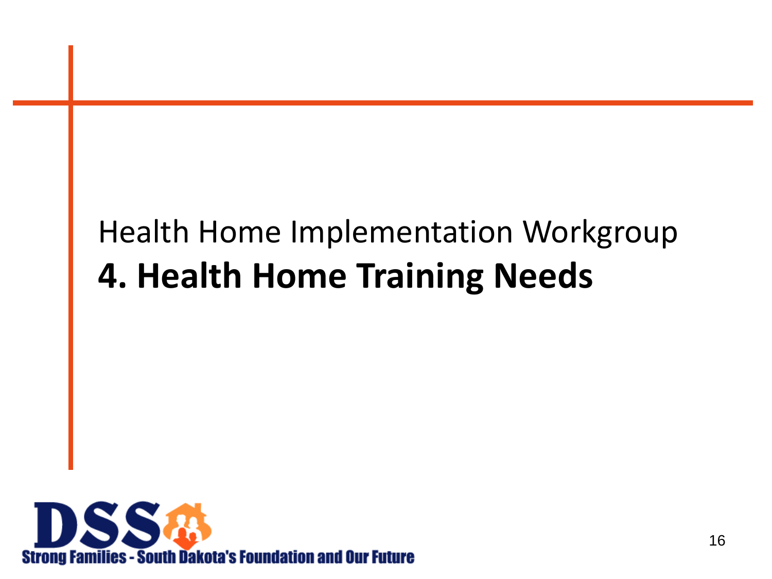Health Home Implementation Workgroup

# 4. Health Home Training Needs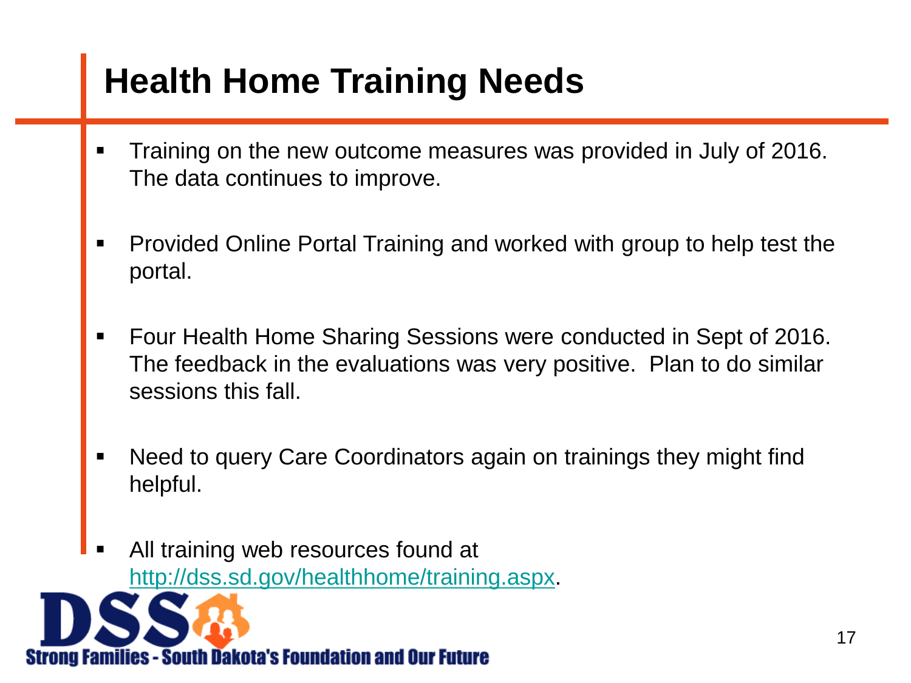# Health Home Training Needs

- Training on the new outcome measures was provided in July of 2016. The data continues to improve.
- Provided Online Portal Training and worked with group to help test the portal.
- Four Health Home Sharing Sessions were conducted in Sept of 2016. The feedback in the evaluations was very positive. Plan to do similar sessions this fall.
- Need to query Care Coordinators again on trainings they might find helpful.
- All training web resources found at [http://dss.sd.gov/healthhome/training.aspx](http://dss.sd.gov/healthhome/training.aspx).

DSS Strong Families - South Dakota's Foundation and Our Future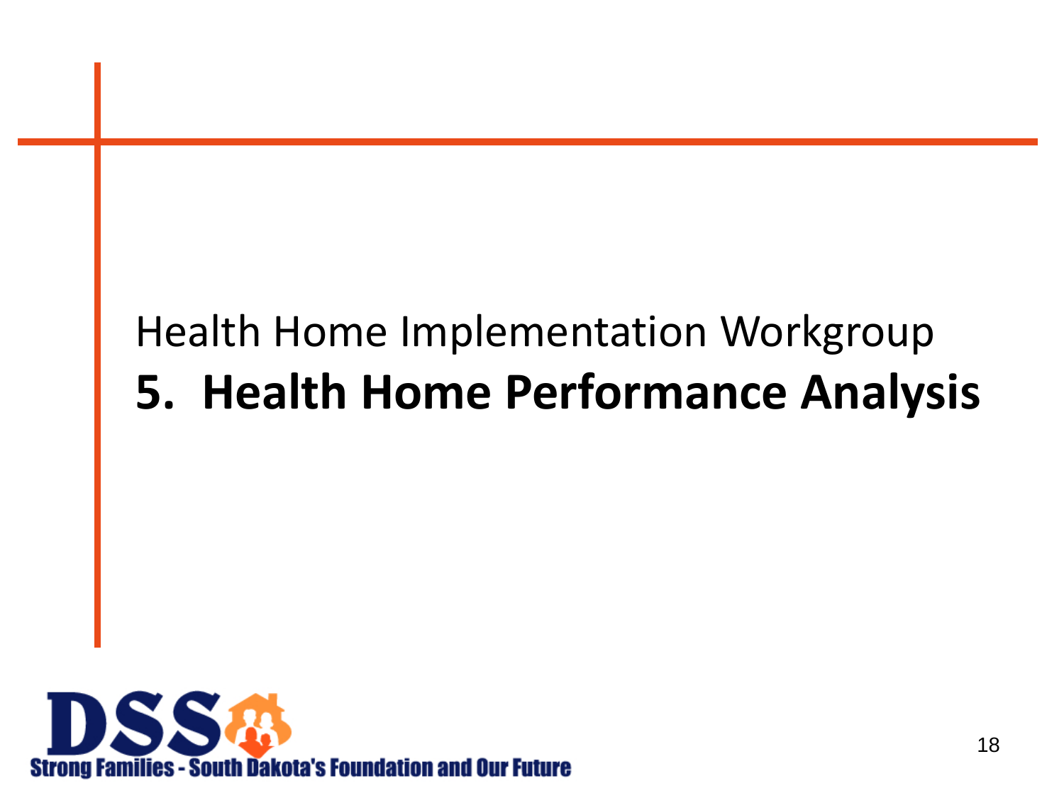Health Home Implementation Workgroup

# 5. Health Home Performance Analysis

DSS
Strong Families - South Dakota's Foundation and Our Future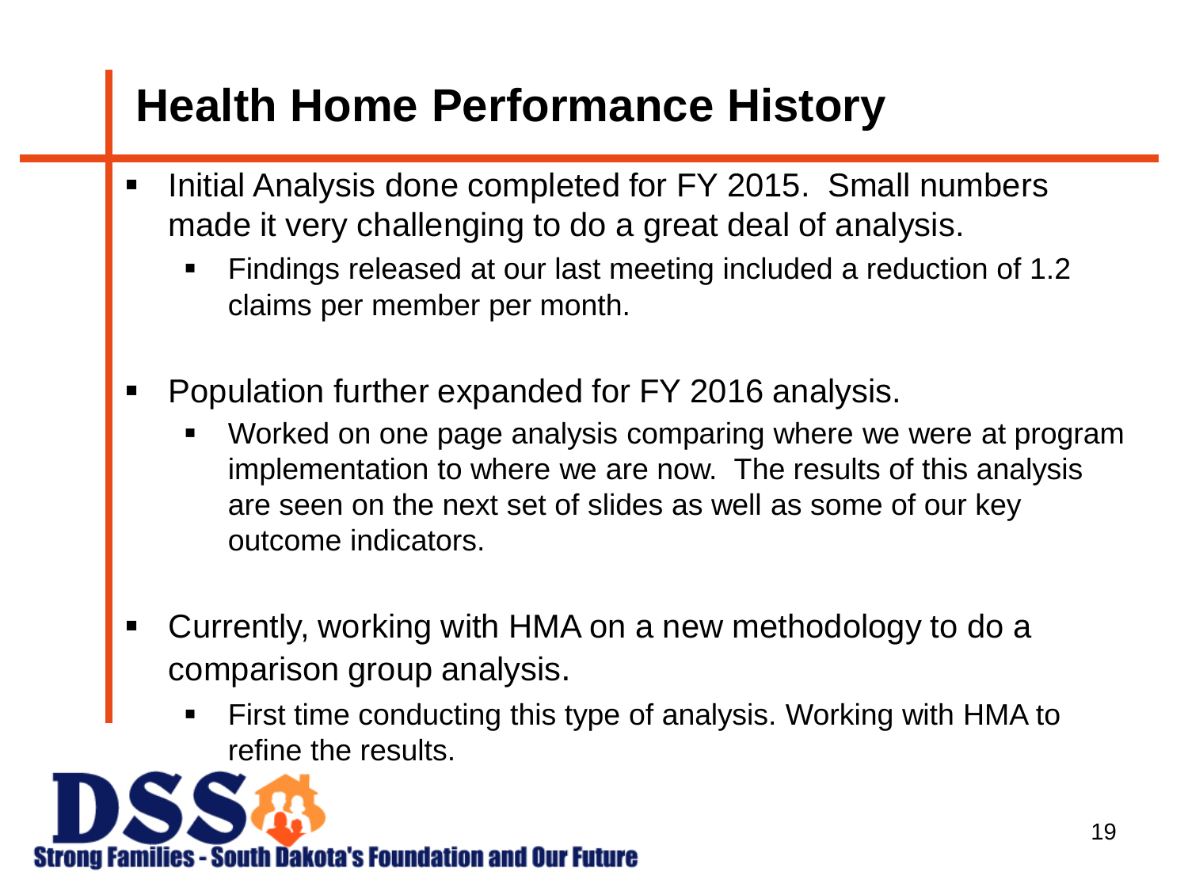# Health Home Performance History

- Initial Analysis done completed for FY 2015. Small numbers made it very challenging to do a great deal of analysis.
  - Findings released at our last meeting included a reduction of 1.2 claims per member per month.
- Population further expanded for FY 2016 analysis.
  - Worked on one page analysis comparing where we were at program implementation to where we are now. The results of this analysis are seen on the next set of slides as well as some of our key outcome indicators.
- Currently, working with HMA on a new methodology to do a comparison group analysis.
  - First time conducting this type of analysis. Working with HMA to refine the results.

DSS Strong Families - South Dakota's Foundation and Our Future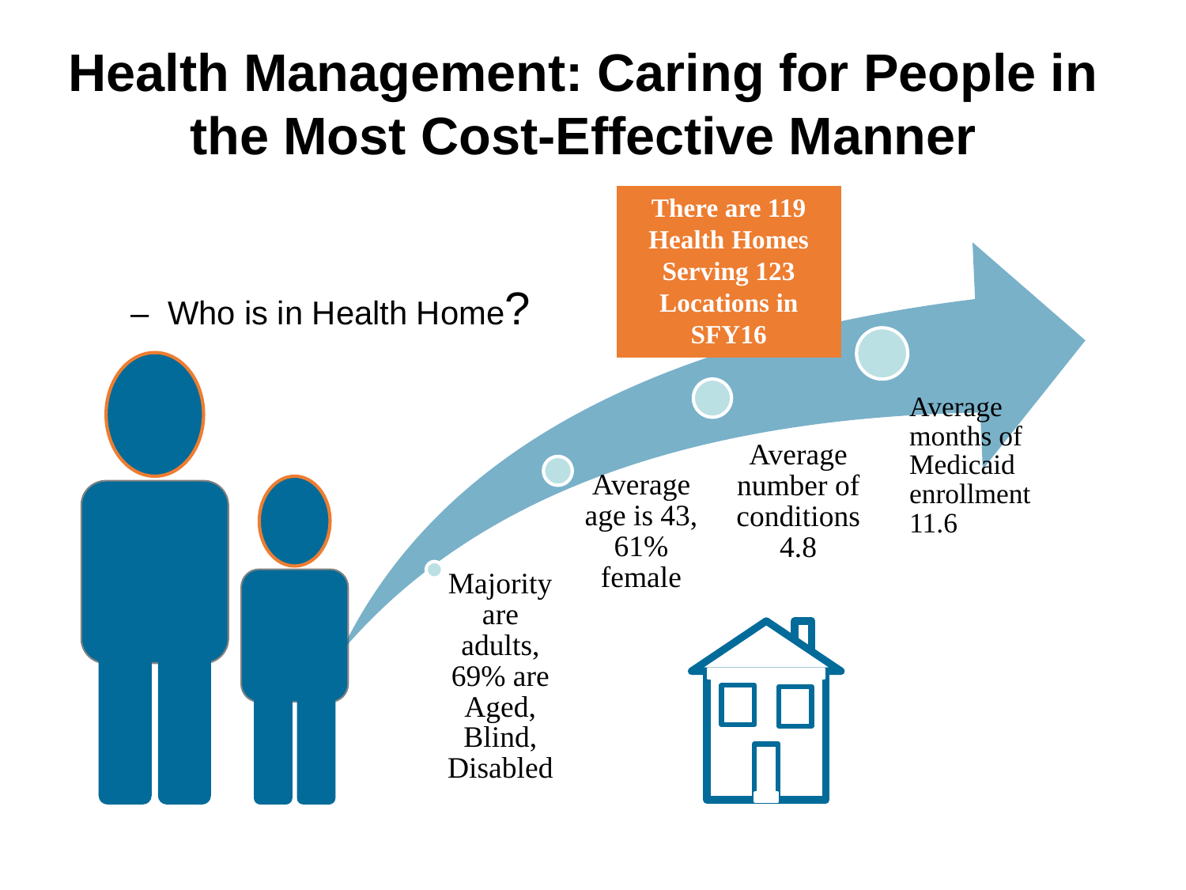# Health Management: Caring for People in the Most Cost-Effective Manner

- Who is in Health Home?

**There are 119 Health Homes Serving 123 Locations in SFY16**

Majority are adults, 69% are Aged, Blind, Disabled

Average age is 43, 61% female

Average number of conditions 4.8

Average months of Medicaid enrollment 11.6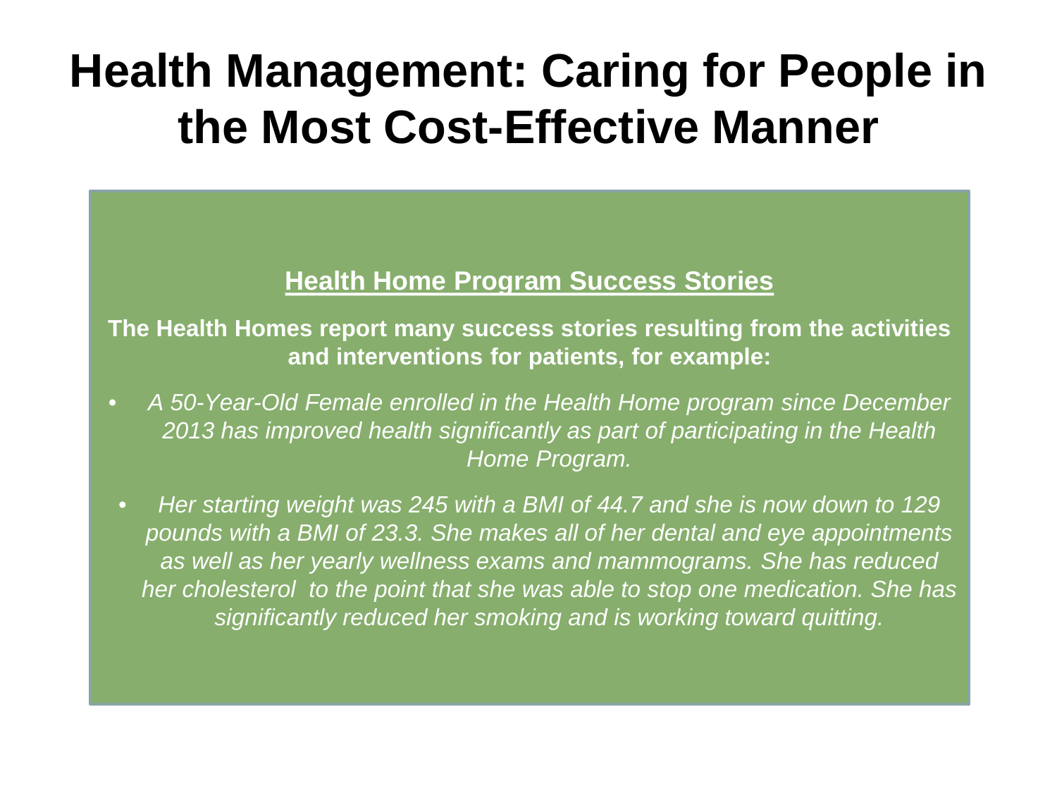# Health Management: Caring for People in the Most Cost-Effective Manner

**Health Home Program Success Stories**

**The Health Homes report many success stories resulting from the activities and interventions for patients, for example:**

- *A 50-Year-Old Female enrolled in the Health Home program since December 2013 has improved health significantly as part of participating in the Health Home Program.*
- *Her starting weight was 245 with a BMI of 44.7 and she is now down to 129 pounds with a BMI of 23.3. She makes all of her dental and eye appointments as well as her yearly wellness exams and mammograms. She has reduced her cholesterol to the point that she was able to stop one medication. She has significantly reduced her smoking and is working toward quitting.*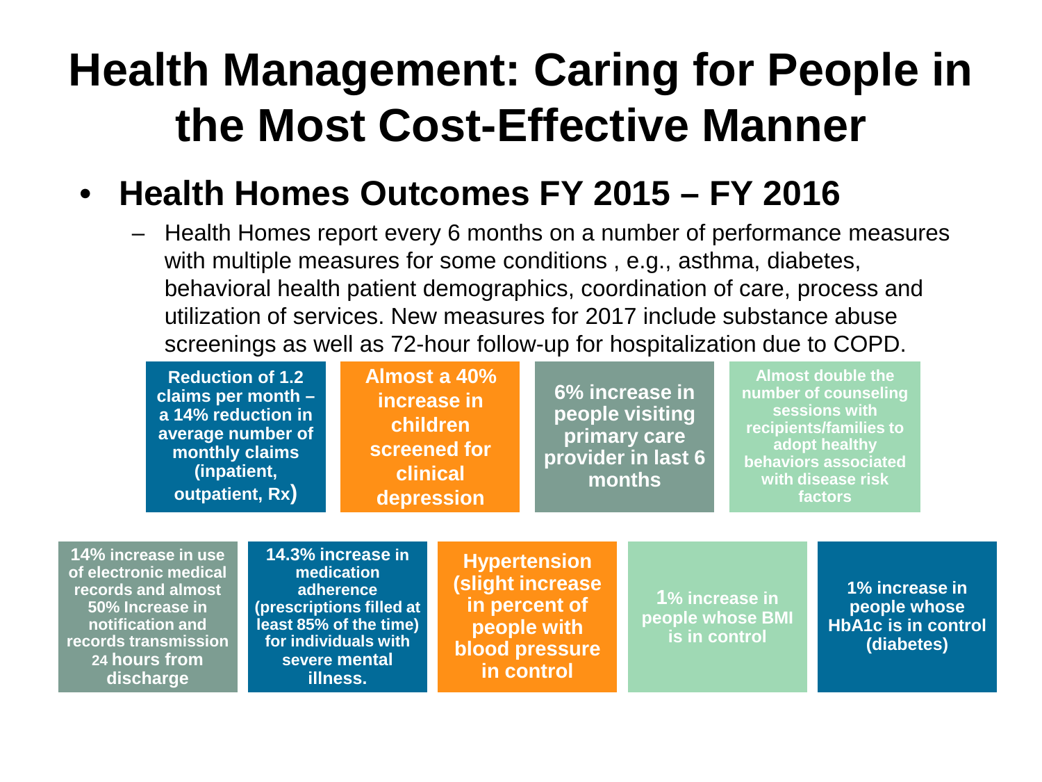# Health Management: Caring for People in the Most Cost-Effective Manner

- **Health Homes Outcomes FY 2015 – FY 2016**
  - Health Homes report every 6 months on a number of performance measures with multiple measures for some conditions , e.g., asthma, diabetes, behavioral health patient demographics, coordination of care, process and utilization of services. New measures for 2017 include substance abuse screenings as well as 72-hour follow-up for hospitalization due to COPD.

**Reduction of 1.2 claims per month – a 14% reduction in average number of monthly claims (inpatient, outpatient, Rx)**

**Almost a 40% increase in children screened for clinical depression**

**6% increase in people visiting primary care provider in last 6 months**

**Almost double the number of counseling sessions with recipients/families to adopt healthy behaviors associated with disease risk factors**

**14% increase in use of electronic medical records and almost 50% Increase in notification and records transmission 24 hours from discharge**

**14.3% increase in medication adherence (prescriptions filled at least 85% of the time) for individuals with severe mental illness.**

**Hypertension (slight increase in percent of people with blood pressure in control**

**1% increase in people whose BMI is in control**

**1% increase in people whose HbA1c is in control (diabetes)**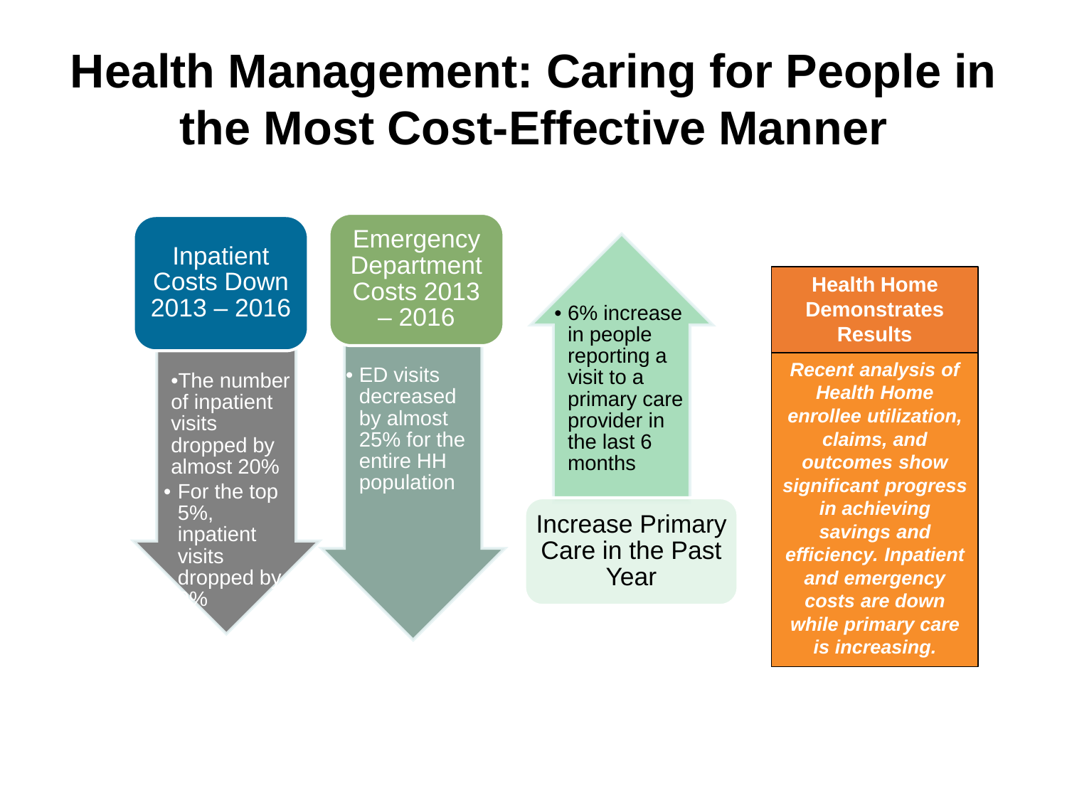# Health Management: Caring for People in the Most Cost-Effective Manner

**Inpatient Costs Down 2013 – 2016**

- The number of inpatient visits dropped by almost 20%
- For the top 5%, inpatient visits dropped by %

**Emergency Department Costs 2013 – 2016**

- ED visits decreased by almost 25% for the entire HH population

**Increase Primary Care in the Past Year**

- 6% increase in people reporting a visit to a primary care provider in the last 6 months

**Health Home Demonstrates Results**

***Recent analysis of Health Home enrollee utilization, claims, and outcomes show significant progress in achieving savings and efficiency. Inpatient and emergency costs are down while primary care is increasing.***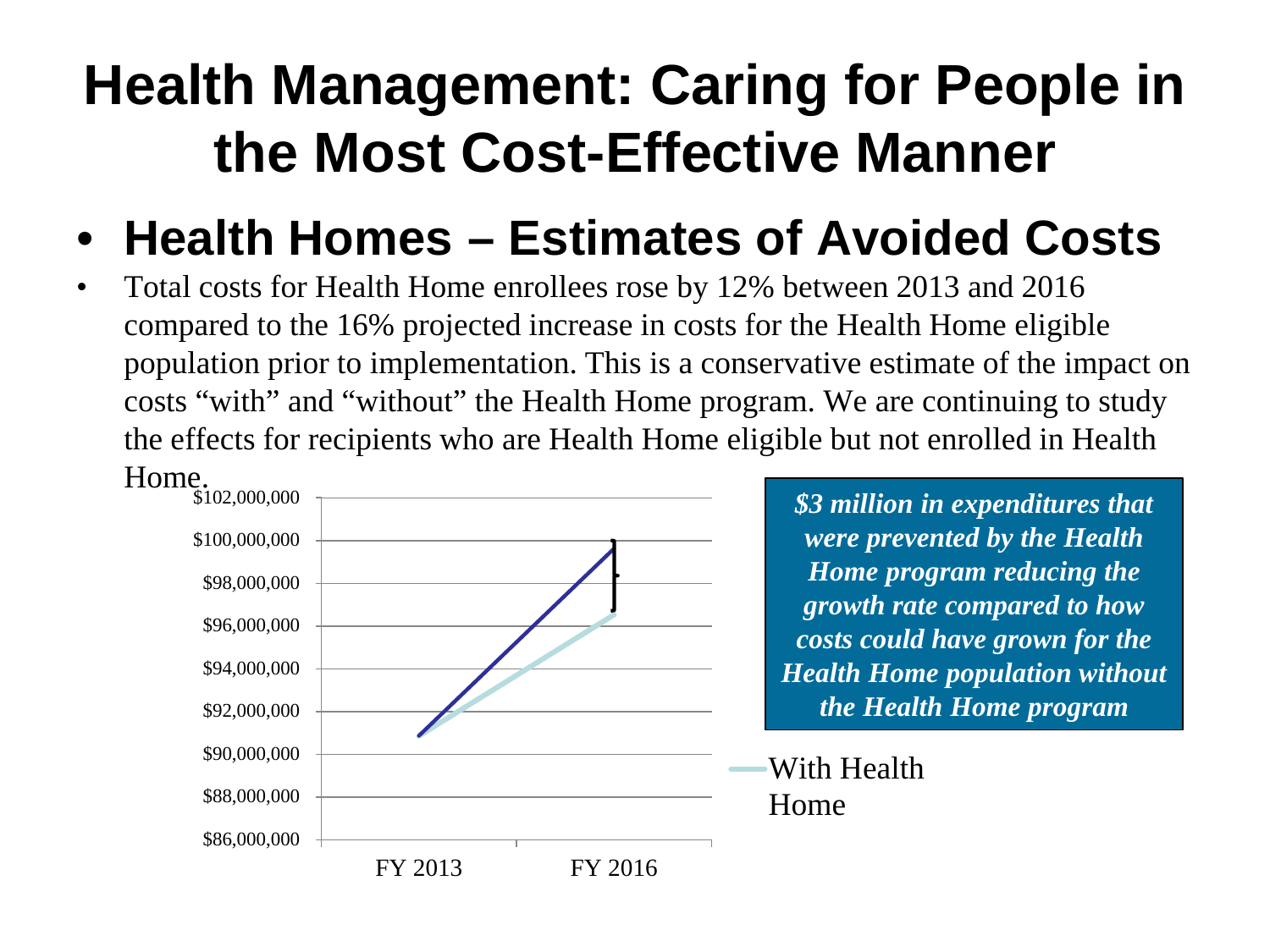# Health Management: Caring for People in the Most Cost-Effective Manner

- **Health Homes – Estimates of Avoided Costs**

- Total costs for Health Home enrollees rose by 12% between 2013 and 2016 compared to the 16% projected increase in costs for the Health Home eligible population prior to implementation. This is a conservative estimate of the impact on costs "with" and "without" the Health Home program. We are continuing to study the effects for recipients who are Health Home eligible but not enrolled in Health Home.

$102,000,000
$100,000,000
$98,000,000
$96,000,000
$94,000,000
$92,000,000
$90,000,000
$88,000,000
$86,000,000

FY 2013 FY 2016

With Health Home

***$3 million in expenditures that were prevented by the Health Home program reducing the growth rate compared to how costs could have grown for the Health Home population without the Health Home program***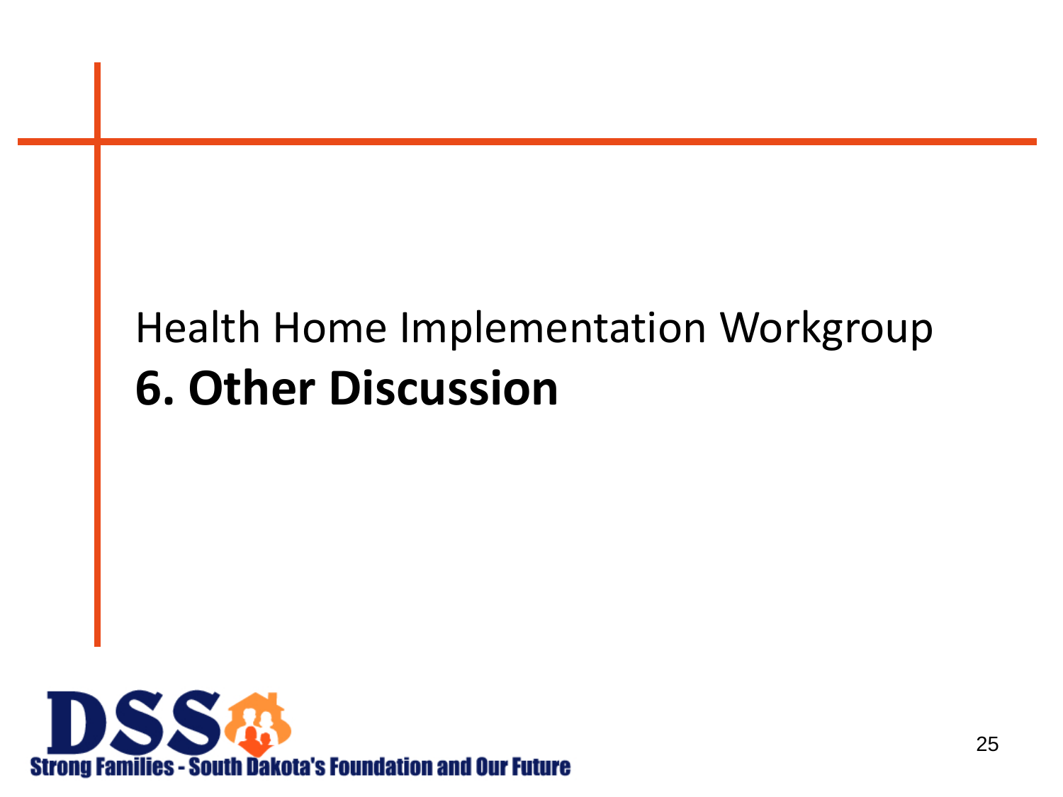Health Home Implementation Workgroup

# 6. Other Discussion

Strong Families - South Dakota's Foundation and Our Future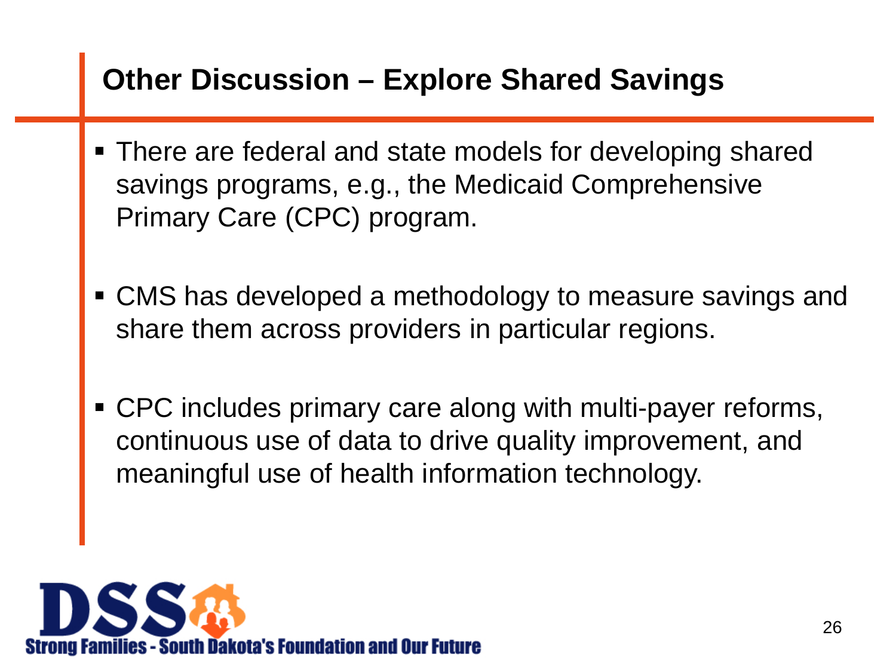## Other Discussion – Explore Shared Savings

- There are federal and state models for developing shared savings programs, e.g., the Medicaid Comprehensive Primary Care (CPC) program.
- CMS has developed a methodology to measure savings and share them across providers in particular regions.
- CPC includes primary care along with multi-payer reforms, continuous use of data to drive quality improvement, and meaningful use of health information technology.

DSS Strong Families - South Dakota's Foundation and Our Future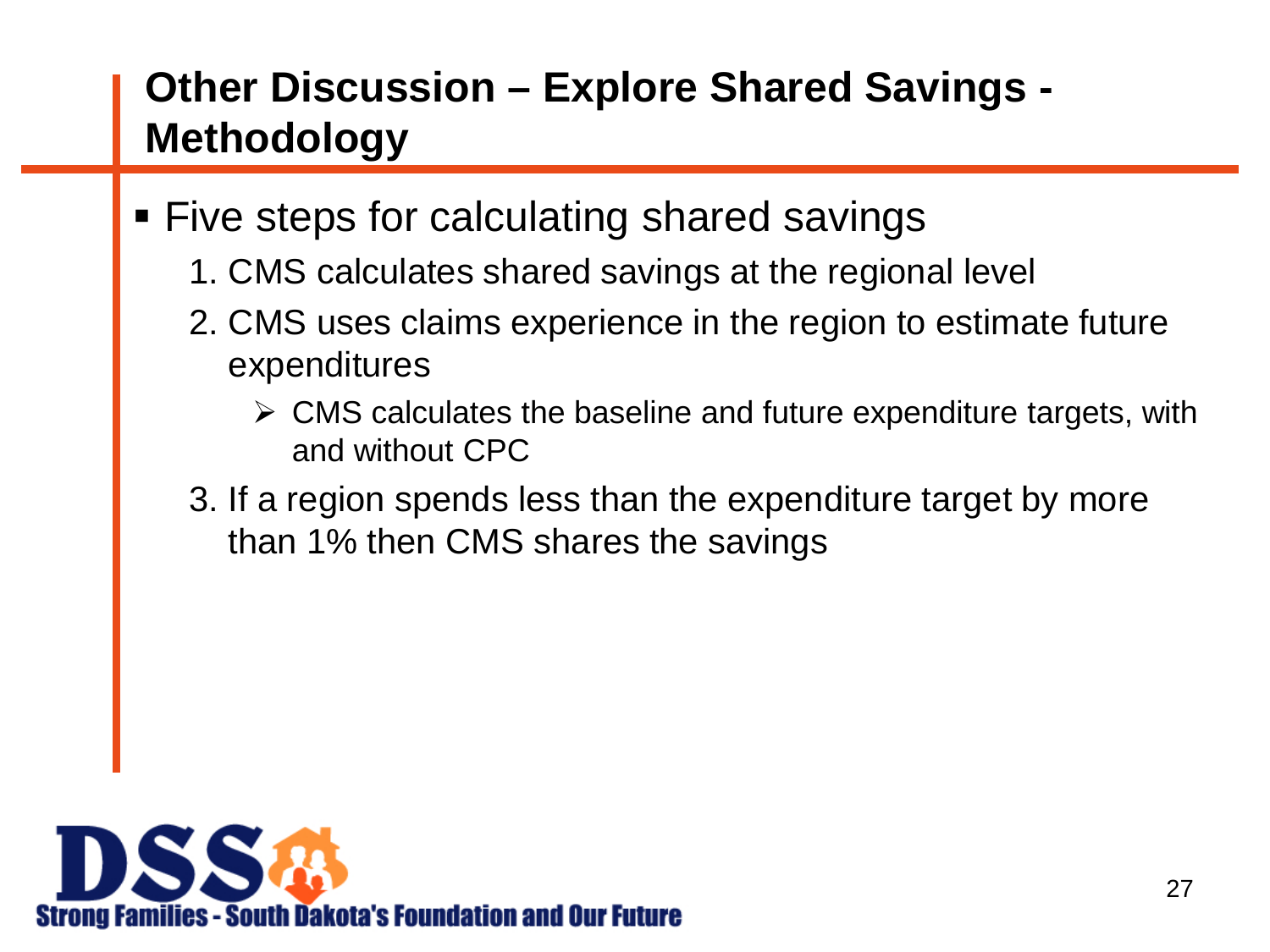# Other Discussion – Explore Shared Savings - Methodology

- Five steps for calculating shared savings
  1. CMS calculates shared savings at the regional level
  2. CMS uses claims experience in the region to estimate future expenditures
     - CMS calculates the baseline and future expenditure targets, with and without CPC
  3. If a region spends less than the expenditure target by more than 1% then CMS shares the savings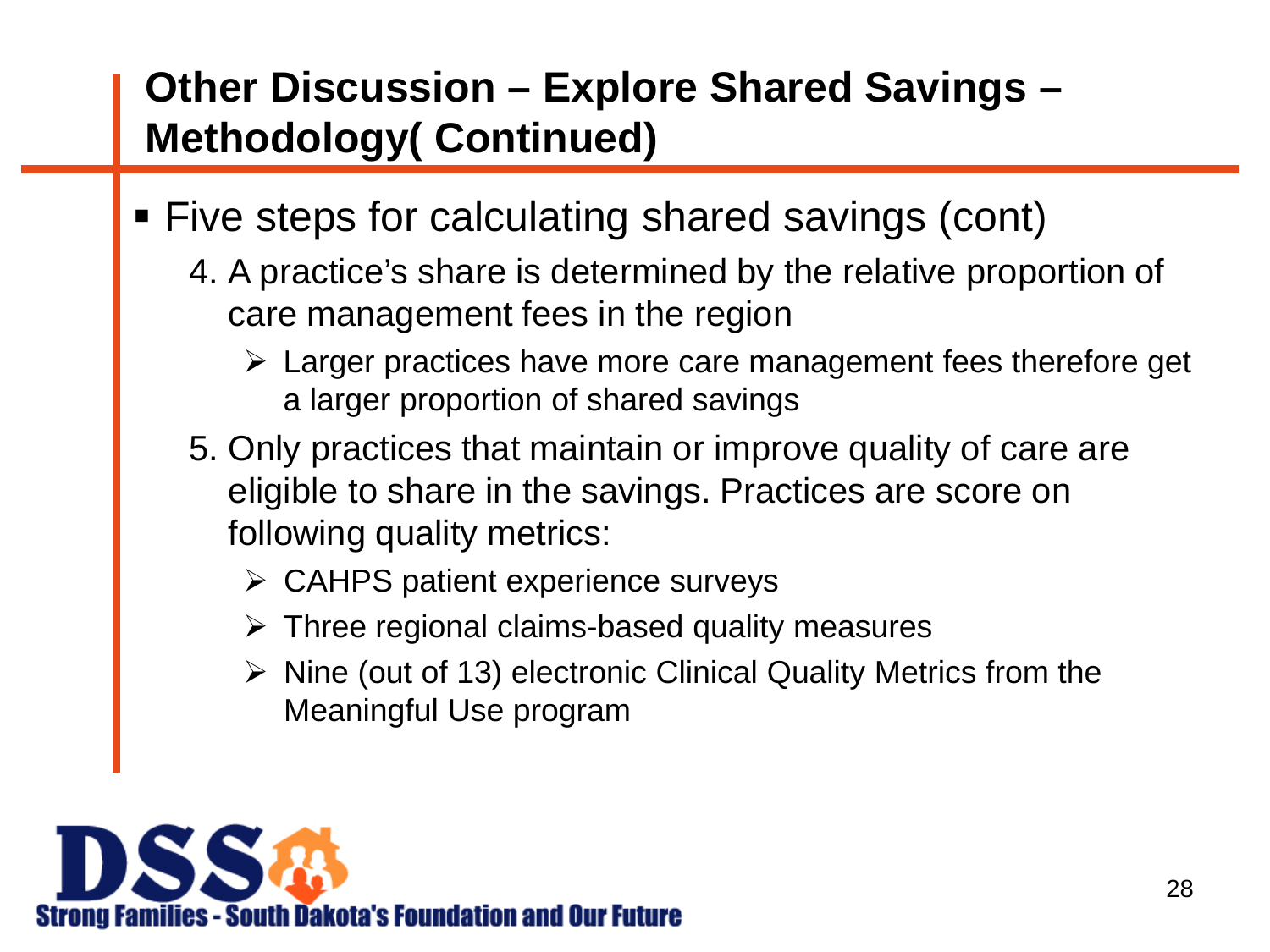## Other Discussion – Explore Shared Savings – Methodology( Continued)

- Five steps for calculating shared savings (cont)
  4. A practice's share is determined by the relative proportion of care management fees in the region
     - Larger practices have more care management fees therefore get a larger proportion of shared savings
  5. Only practices that maintain or improve quality of care are eligible to share in the savings. Practices are score on following quality metrics:
     - CAHPS patient experience surveys
     - Three regional claims-based quality measures
     - Nine (out of 13) electronic Clinical Quality Metrics from the Meaningful Use program

DSS Strong Families - South Dakota's Foundation and Our Future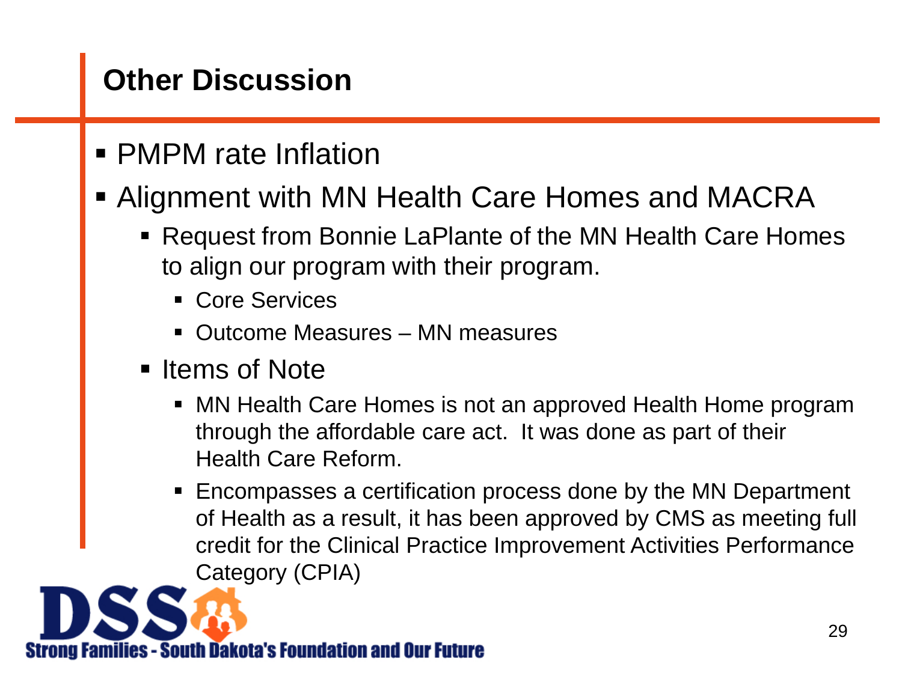## Other Discussion

- PMPM rate Inflation
- Alignment with MN Health Care Homes and MACRA
  - Request from Bonnie LaPlante of the MN Health Care Homes to align our program with their program.
    - Core Services
    - Outcome Measures – MN measures
  - Items of Note
    - MN Health Care Homes is not an approved Health Home program through the affordable care act. It was done as part of their Health Care Reform.
    - Encompasses a certification process done by the MN Department of Health as a result, it has been approved by CMS as meeting full credit for the Clinical Practice Improvement Activities Performance Category (CPIA)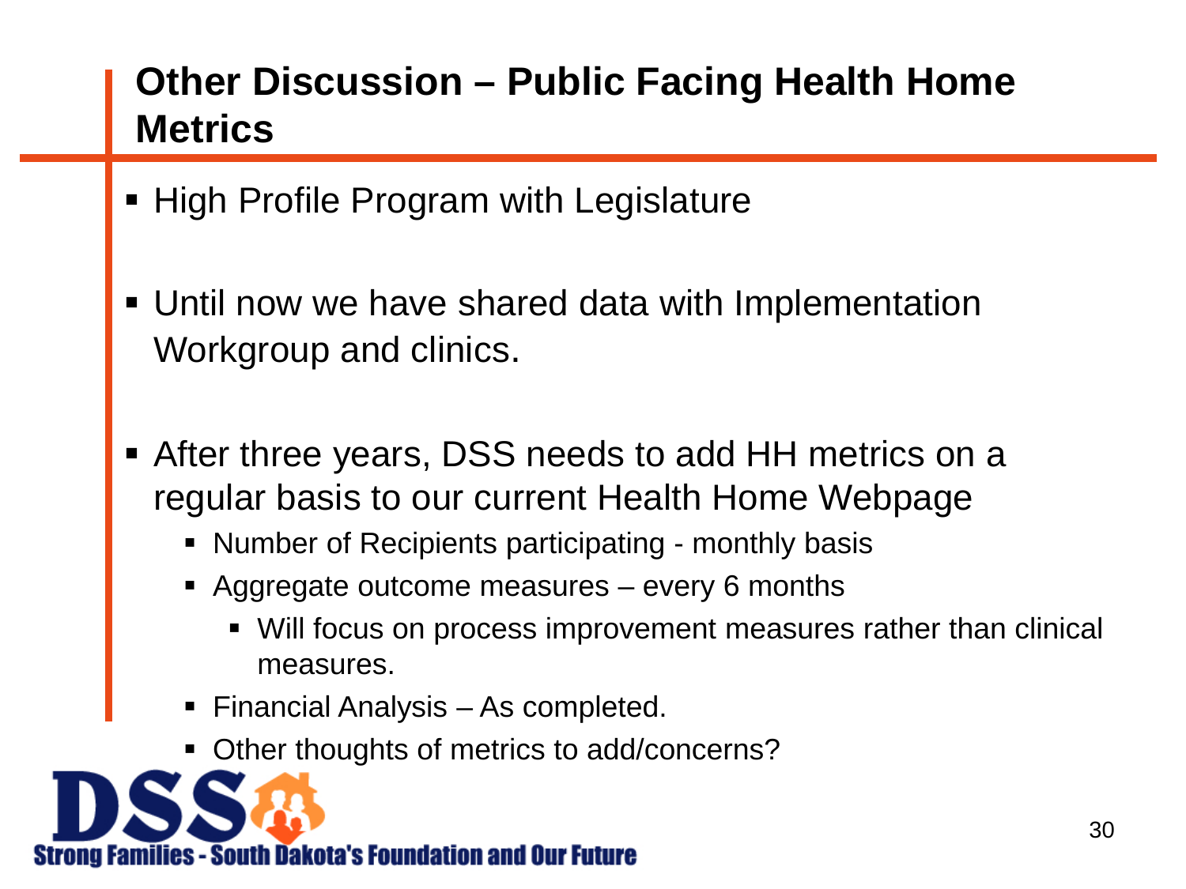# Other Discussion – Public Facing Health Home Metrics

- High Profile Program with Legislature
- Until now we have shared data with Implementation Workgroup and clinics.
- After three years, DSS needs to add HH metrics on a regular basis to our current Health Home Webpage
  - Number of Recipients participating - monthly basis
  - Aggregate outcome measures – every 6 months
    - Will focus on process improvement measures rather than clinical measures.
  - Financial Analysis – As completed.
  - Other thoughts of metrics to add/concerns?

DSS

Strong Families - South Dakota's Foundation and Our Future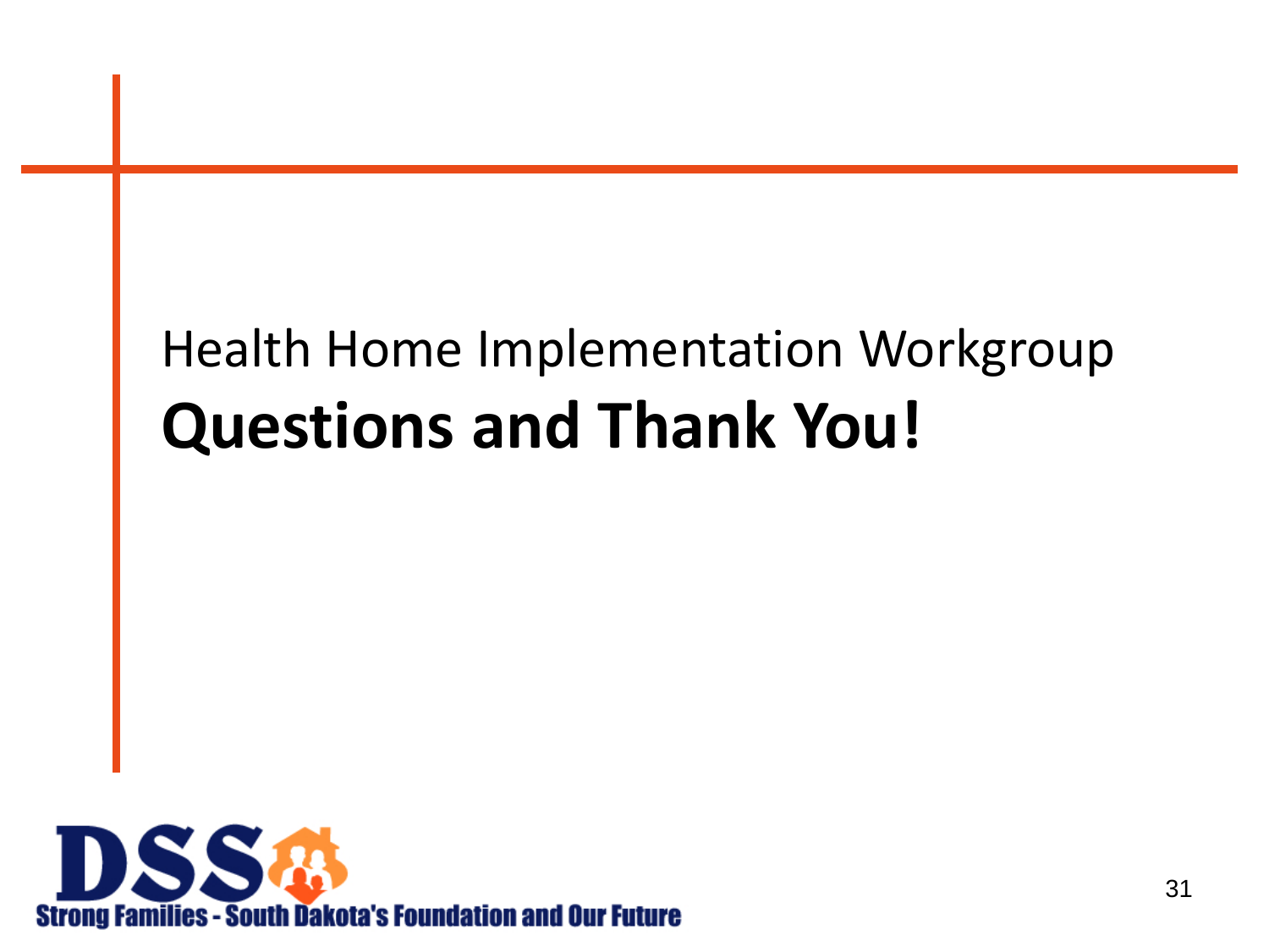Health Home Implementation Workgroup

# Questions and Thank You!

DSS

Strong Families - South Dakota's Foundation and Our Future